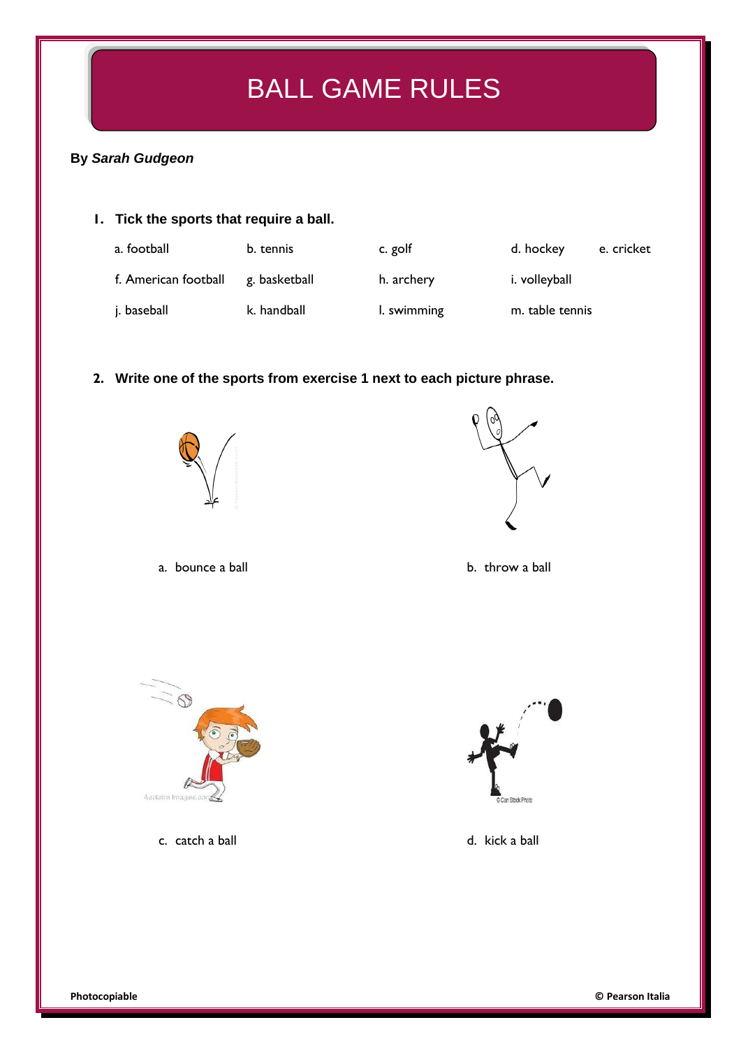# BALL GAME RULES

**By *Sarah Gudgeon***

**1. Tick the sports that require a ball.**

| | | | | |
|---|---|---|---|---|
| a. football | b. tennis | c. golf | d. hockey | e. cricket |
| f. American football | g. basketball | h. archery | i. volleyball | |
| j. baseball | k. handball | l. swimming | m. table tennis | |

**2. Write one of the sports from exercise 1 next to each picture phrase.**

a. bounce a ball

b. throw a ball

c. catch a ball

d. kick a ball

Photocopiable

© Pearson Italia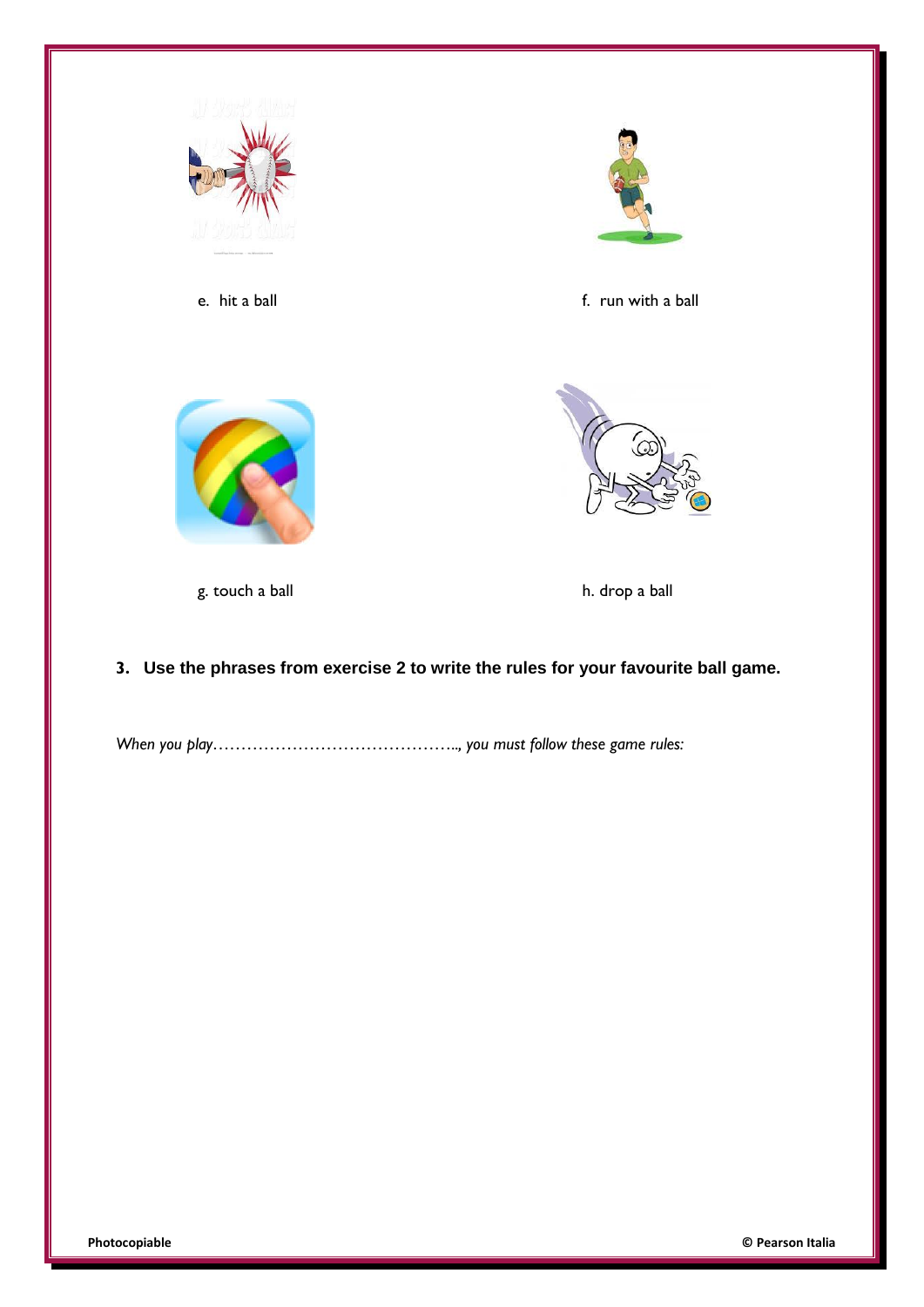e. hit a ball

f. run with a ball

g. touch a ball

h. drop a ball

**3. Use the phrases from exercise 2 to write the rules for your favourite ball game.**

*When you play……………………………………….., you must follow these game rules:*

**Photocopiable** **© Pearson Italia**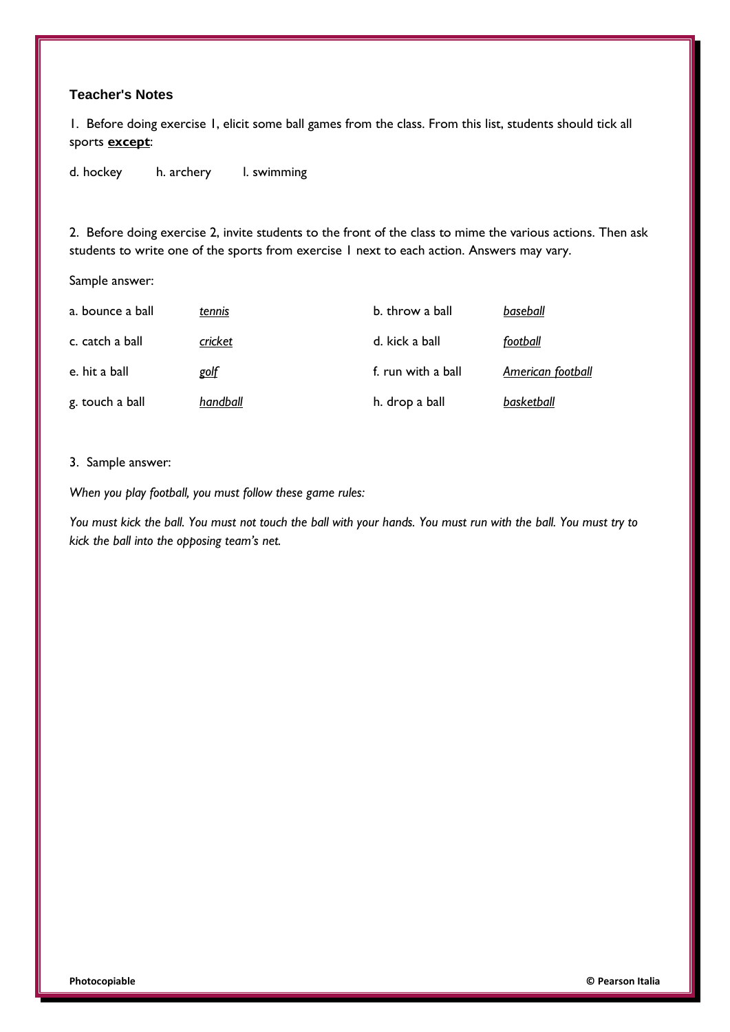### Teacher's Notes

1. Before doing exercise 1, elicit some ball games from the class. From this list, students should tick all sports **except**:

d. hockey h. archery l. swimming

2. Before doing exercise 2, invite students to the front of the class to mime the various actions. Then ask students to write one of the sports from exercise 1 next to each action. Answers may vary.

Sample answer:

| | | | |
|---|---|---|---|
| a. bounce a ball | *tennis* | b. throw a ball | *baseball* |
| c. catch a ball | *cricket* | d. kick a ball | *football* |
| e. hit a ball | *golf* | f. run with a ball | *American football* |
| g. touch a ball | *handball* | h. drop a ball | *basketball* |

3. Sample answer:

*When you play football, you must follow these game rules:*

*You must kick the ball. You must not touch the ball with your hands. You must run with the ball. You must try to kick the ball into the opposing team's net.*

**Photocopiable** **© Pearson Italia**